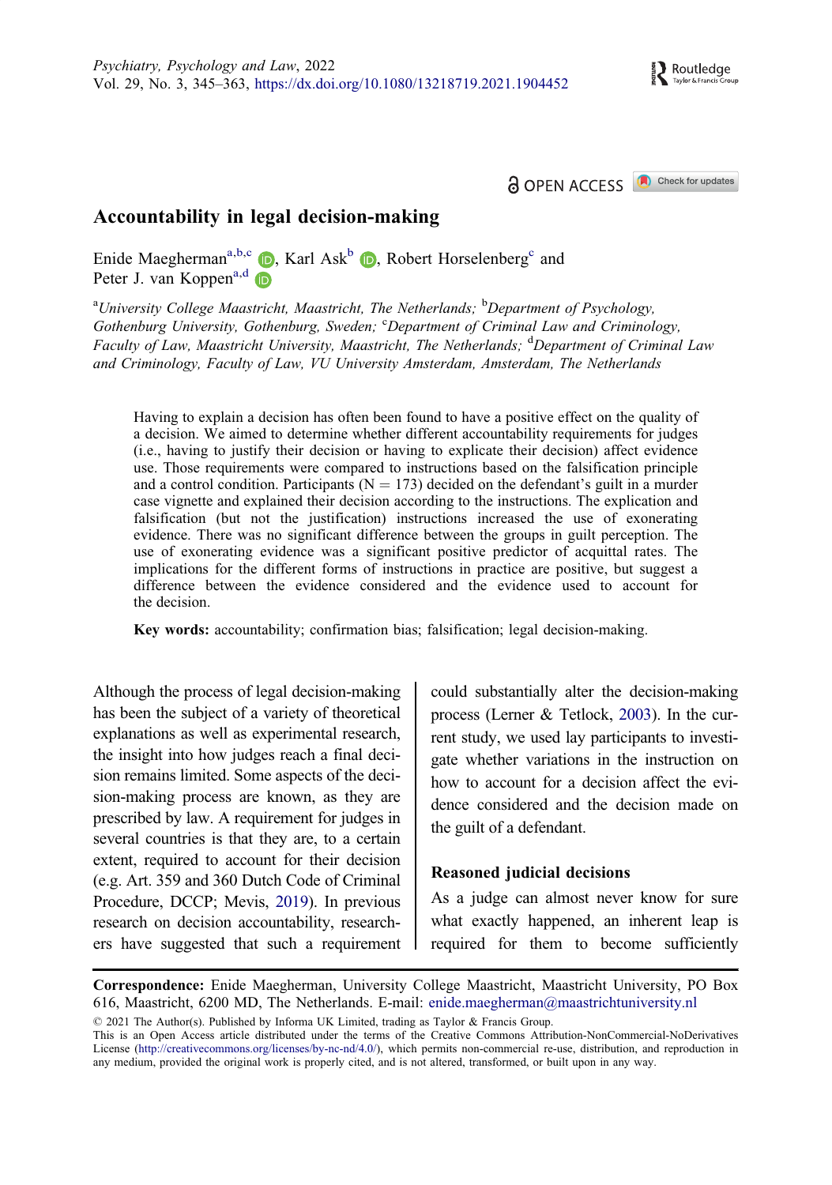OPEN ACCESS

# Accountability in legal decision-making

Enide Maegherman[a,b,c], Karl Ask[b], Robert Horselenberg[c] and Peter J. van Koppen[a,d]

[a]*University College Maastricht, Maastricht, The Netherlands;* [b]*Department of Psychology, Gothenburg University, Gothenburg, Sweden;* [c]*Department of Criminal Law and Criminology, Faculty of Law, Maastricht University, Maastricht, The Netherlands;* [d]*Department of Criminal Law and Criminology, Faculty of Law, VU University Amsterdam, Amsterdam, The Netherlands*

Having to explain a decision has often been found to have a positive effect on the quality of a decision. We aimed to determine whether different accountability requirements for judges (i.e., having to justify their decision or having to explicate their decision) affect evidence use. Those requirements were compared to instructions based on the falsification principle and a control condition. Participants (N = 173) decided on the defendant's guilt in a murder case vignette and explained their decision according to the instructions. The explication and falsification (but not the justification) instructions increased the use of exonerating evidence. There was no significant difference between the groups in guilt perception. The use of exonerating evidence was a significant positive predictor of acquittal rates. The implications for the different forms of instructions in practice are positive, but suggest a difference between the evidence considered and the evidence used to account for the decision.

**Key words:** accountability; confirmation bias; falsification; legal decision-making.

Although the process of legal decision-making has been the subject of a variety of theoretical explanations as well as experimental research, the insight into how judges reach a final decision remains limited. Some aspects of the decision-making process are known, as they are prescribed by law. A requirement for judges in several countries is that they are, to a certain extent, required to account for their decision (e.g. Art. 359 and 360 Dutch Code of Criminal Procedure, DCCP; Mevis, 2019). In previous research on decision accountability, researchers have suggested that such a requirement could substantially alter the decision-making process (Lerner & Tetlock, 2003). In the current study, we used lay participants to investigate whether variations in the instruction on how to account for a decision affect the evidence considered and the decision made on the guilt of a defendant.

## Reasoned judicial decisions

As a judge can almost never know for sure what exactly happened, an inherent leap is required for them to become sufficiently

**Correspondence:** Enide Maegherman, University College Maastricht, Maastricht University, PO Box 616, Maastricht, 6200 MD, The Netherlands. E-mail: enide.maegherman@maastrichtuniversity.nl

© 2021 The Author(s). Published by Informa UK Limited, trading as Taylor & Francis Group.
This is an Open Access article distributed under the terms of the Creative Commons Attribution-NonCommercial-NoDerivatives License (http://creativecommons.org/licenses/by-nc-nd/4.0/), which permits non-commercial re-use, distribution, and reproduction in any medium, provided the original work is properly cited, and is not altered, transformed, or built upon in any way.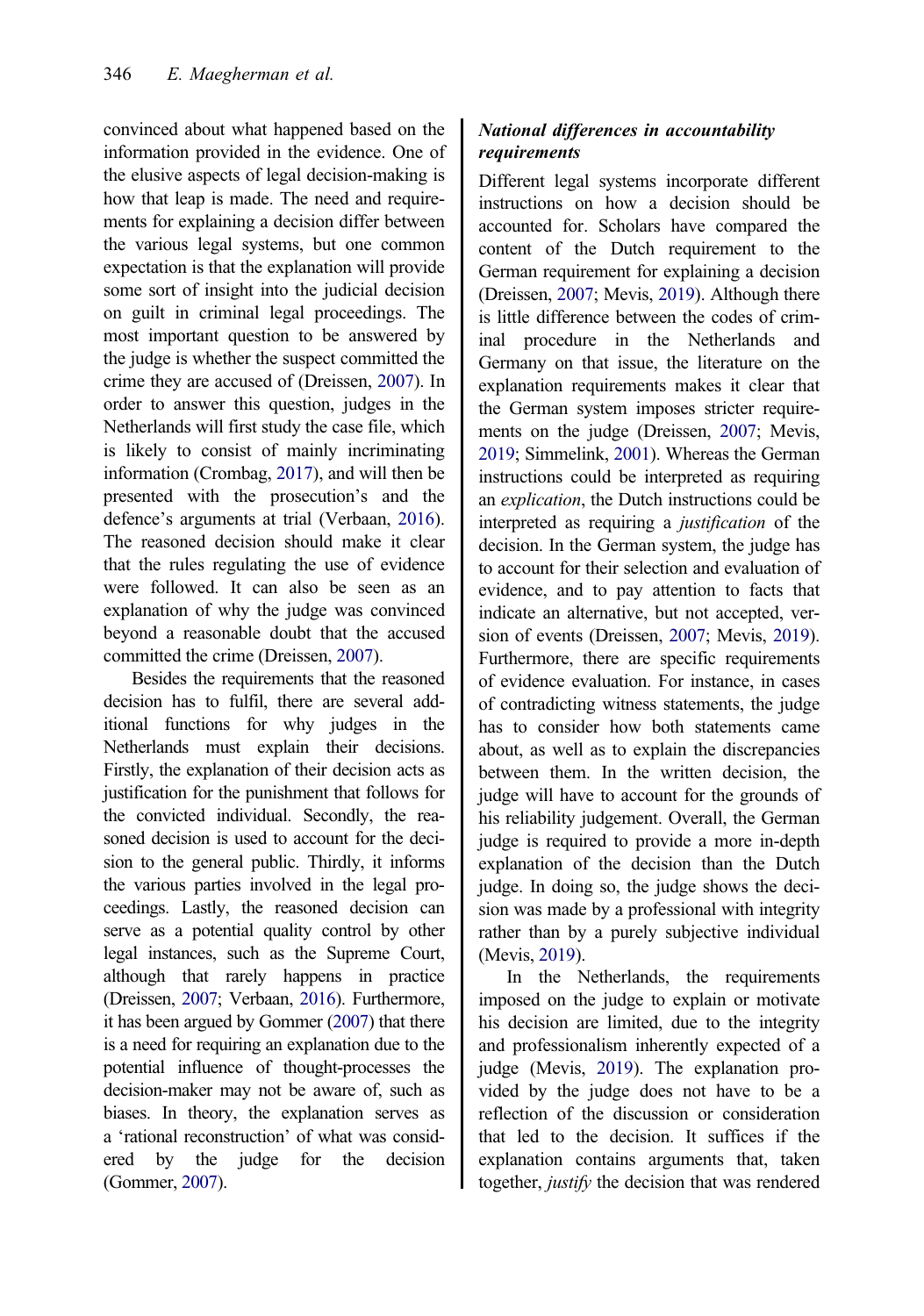convinced about what happened based on the information provided in the evidence. One of the elusive aspects of legal decision-making is how that leap is made. The need and requirements for explaining a decision differ between the various legal systems, but one common expectation is that the explanation will provide some sort of insight into the judicial decision on guilt in criminal legal proceedings. The most important question to be answered by the judge is whether the suspect committed the crime they are accused of (Dreissen, 2007). In order to answer this question, judges in the Netherlands will first study the case file, which is likely to consist of mainly incriminating information (Crombag, 2017), and will then be presented with the prosecution's and the defence's arguments at trial (Verbaan, 2016). The reasoned decision should make it clear that the rules regulating the use of evidence were followed. It can also be seen as an explanation of why the judge was convinced beyond a reasonable doubt that the accused committed the crime (Dreissen, 2007).

Besides the requirements that the reasoned decision has to fulfil, there are several additional functions for why judges in the Netherlands must explain their decisions. Firstly, the explanation of their decision acts as justification for the punishment that follows for the convicted individual. Secondly, the reasoned decision is used to account for the decision to the general public. Thirdly, it informs the various parties involved in the legal proceedings. Lastly, the reasoned decision can serve as a potential quality control by other legal instances, such as the Supreme Court, although that rarely happens in practice (Dreissen, 2007; Verbaan, 2016). Furthermore, it has been argued by Gommer (2007) that there is a need for requiring an explanation due to the potential influence of thought-processes the decision-maker may not be aware of, such as biases. In theory, the explanation serves as a 'rational reconstruction' of what was considered by the judge for the decision (Gommer, 2007).

### *National differences in accountability requirements*

Different legal systems incorporate different instructions on how a decision should be accounted for. Scholars have compared the content of the Dutch requirement to the German requirement for explaining a decision (Dreissen, 2007; Mevis, 2019). Although there is little difference between the codes of criminal procedure in the Netherlands and Germany on that issue, the literature on the explanation requirements makes it clear that the German system imposes stricter requirements on the judge (Dreissen, 2007; Mevis, 2019; Simmelink, 2001). Whereas the German instructions could be interpreted as requiring an *explication*, the Dutch instructions could be interpreted as requiring a *justification* of the decision. In the German system, the judge has to account for their selection and evaluation of evidence, and to pay attention to facts that indicate an alternative, but not accepted, version of events (Dreissen, 2007; Mevis, 2019). Furthermore, there are specific requirements of evidence evaluation. For instance, in cases of contradicting witness statements, the judge has to consider how both statements came about, as well as to explain the discrepancies between them. In the written decision, the judge will have to account for the grounds of his reliability judgement. Overall, the German judge is required to provide a more in-depth explanation of the decision than the Dutch judge. In doing so, the judge shows the decision was made by a professional with integrity rather than by a purely subjective individual (Mevis, 2019).

In the Netherlands, the requirements imposed on the judge to explain or motivate his decision are limited, due to the integrity and professionalism inherently expected of a judge (Mevis, 2019). The explanation provided by the judge does not have to be a reflection of the discussion or consideration that led to the decision. It suffices if the explanation contains arguments that, taken together, *justify* the decision that was rendered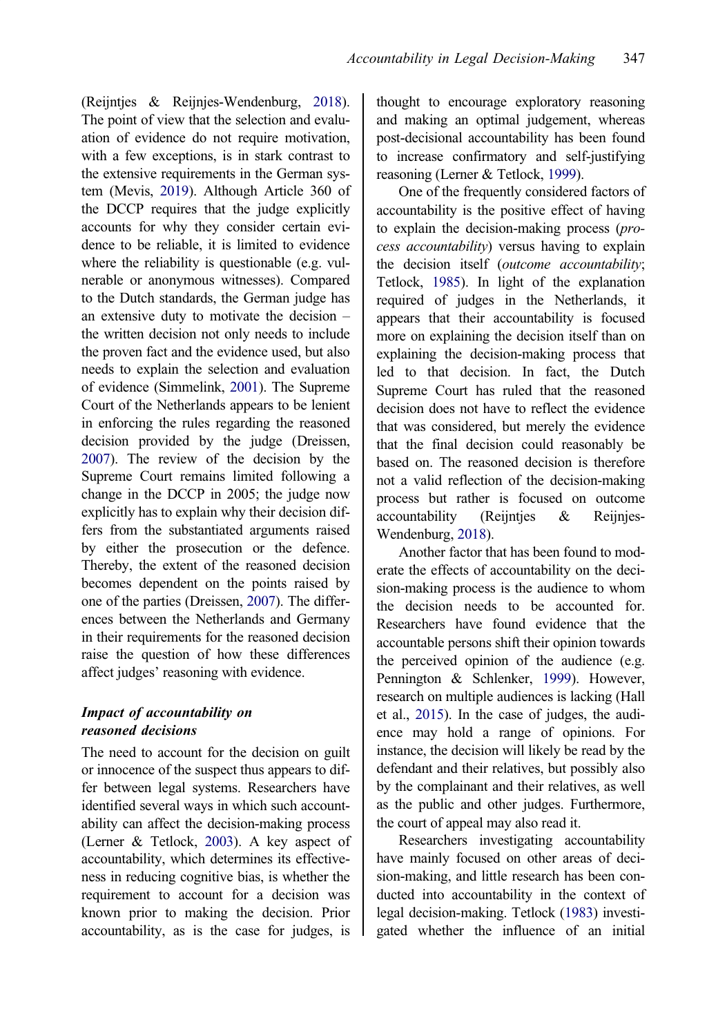(Reijntjes & Reijnjes-Wendenburg, 2018). The point of view that the selection and evaluation of evidence do not require motivation, with a few exceptions, is in stark contrast to the extensive requirements in the German system (Mevis, 2019). Although Article 360 of the DCCP requires that the judge explicitly accounts for why they consider certain evidence to be reliable, it is limited to evidence where the reliability is questionable (e.g. vulnerable or anonymous witnesses). Compared to the Dutch standards, the German judge has an extensive duty to motivate the decision – the written decision not only needs to include the proven fact and the evidence used, but also needs to explain the selection and evaluation of evidence (Simmelink, 2001). The Supreme Court of the Netherlands appears to be lenient in enforcing the rules regarding the reasoned decision provided by the judge (Dreissen, 2007). The review of the decision by the Supreme Court remains limited following a change in the DCCP in 2005; the judge now explicitly has to explain why their decision differs from the substantiated arguments raised by either the prosecution or the defence. Thereby, the extent of the reasoned decision becomes dependent on the points raised by one of the parties (Dreissen, 2007). The differences between the Netherlands and Germany in their requirements for the reasoned decision raise the question of how these differences affect judges' reasoning with evidence.

## Impact of accountability on reasoned decisions

The need to account for the decision on guilt or innocence of the suspect thus appears to differ between legal systems. Researchers have identified several ways in which such accountability can affect the decision-making process (Lerner & Tetlock, 2003). A key aspect of accountability, which determines its effectiveness in reducing cognitive bias, is whether the requirement to account for a decision was known prior to making the decision. Prior accountability, as is the case for judges, is thought to encourage exploratory reasoning and making an optimal judgement, whereas post-decisional accountability has been found to increase confirmatory and self-justifying reasoning (Lerner & Tetlock, 1999).

One of the frequently considered factors of accountability is the positive effect of having to explain the decision-making process (*process accountability*) versus having to explain the decision itself (*outcome accountability*; Tetlock, 1985). In light of the explanation required of judges in the Netherlands, it appears that their accountability is focused more on explaining the decision itself than on explaining the decision-making process that led to that decision. In fact, the Dutch Supreme Court has ruled that the reasoned decision does not have to reflect the evidence that was considered, but merely the evidence that the final decision could reasonably be based on. The reasoned decision is therefore not a valid reflection of the decision-making process but rather is focused on outcome accountability (Reijntjes & Reijnjes-Wendenburg, 2018).

Another factor that has been found to moderate the effects of accountability on the decision-making process is the audience to whom the decision needs to be accounted for. Researchers have found evidence that the accountable persons shift their opinion towards the perceived opinion of the audience (e.g. Pennington & Schlenker, 1999). However, research on multiple audiences is lacking (Hall et al., 2015). In the case of judges, the audience may hold a range of opinions. For instance, the decision will likely be read by the defendant and their relatives, but possibly also by the complainant and their relatives, as well as the public and other judges. Furthermore, the court of appeal may also read it.

Researchers investigating accountability have mainly focused on other areas of decision-making, and little research has been conducted into accountability in the context of legal decision-making. Tetlock (1983) investigated whether the influence of an initial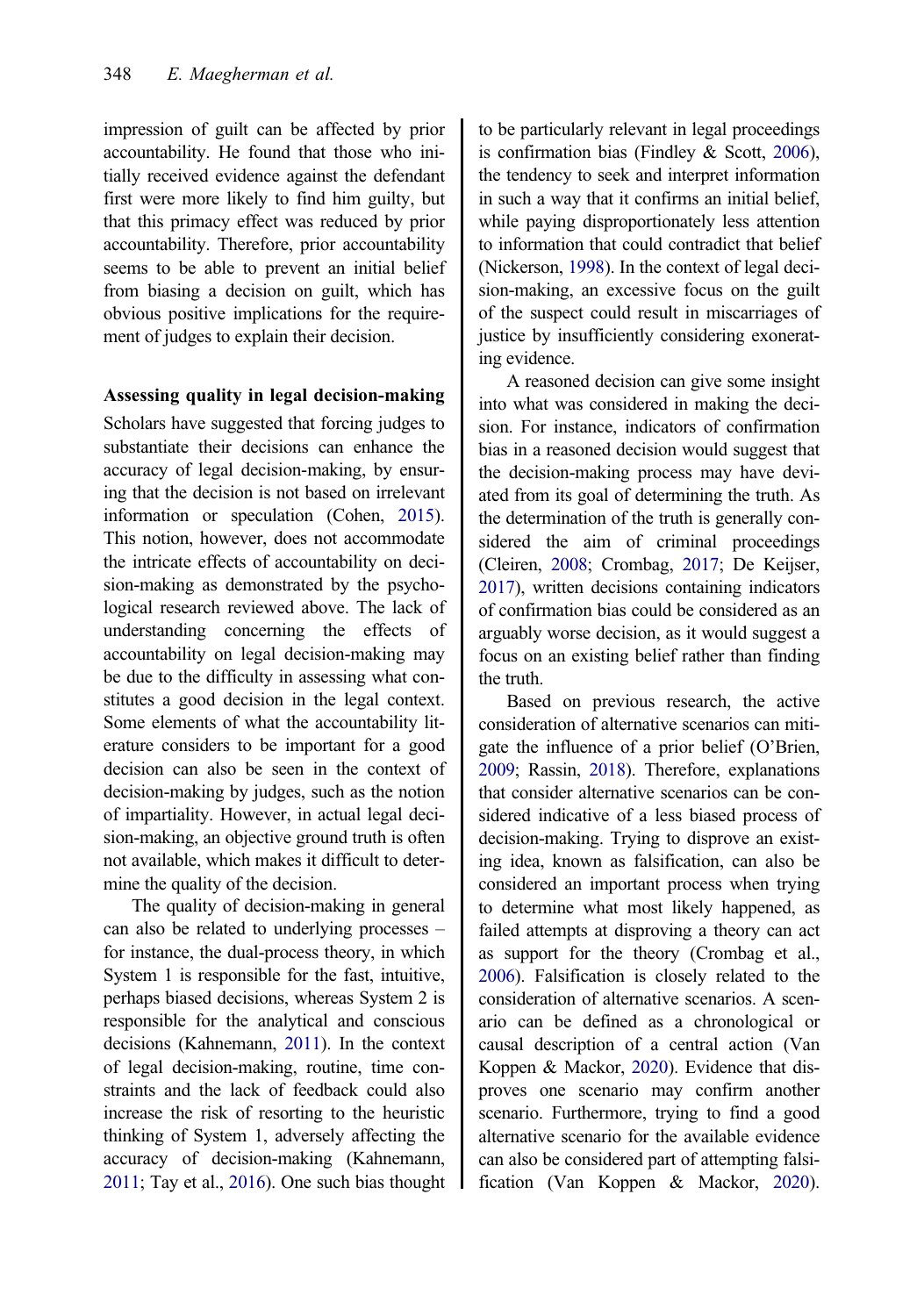impression of guilt can be affected by prior accountability. He found that those who initially received evidence against the defendant first were more likely to find him guilty, but that this primacy effect was reduced by prior accountability. Therefore, prior accountability seems to be able to prevent an initial belief from biasing a decision on guilt, which has obvious positive implications for the requirement of judges to explain their decision.

### Assessing quality in legal decision-making

Scholars have suggested that forcing judges to substantiate their decisions can enhance the accuracy of legal decision-making, by ensuring that the decision is not based on irrelevant information or speculation (Cohen, 2015). This notion, however, does not accommodate the intricate effects of accountability on decision-making as demonstrated by the psychological research reviewed above. The lack of understanding concerning the effects of accountability on legal decision-making may be due to the difficulty in assessing what constitutes a good decision in the legal context. Some elements of what the accountability literature considers to be important for a good decision can also be seen in the context of decision-making by judges, such as the notion of impartiality. However, in actual legal decision-making, an objective ground truth is often not available, which makes it difficult to determine the quality of the decision.

The quality of decision-making in general can also be related to underlying processes – for instance, the dual-process theory, in which System 1 is responsible for the fast, intuitive, perhaps biased decisions, whereas System 2 is responsible for the analytical and conscious decisions (Kahnemann, 2011). In the context of legal decision-making, routine, time constraints and the lack of feedback could also increase the risk of resorting to the heuristic thinking of System 1, adversely affecting the accuracy of decision-making (Kahnemann, 2011; Tay et al., 2016). One such bias thought to be particularly relevant in legal proceedings is confirmation bias (Findley & Scott, 2006), the tendency to seek and interpret information in such a way that it confirms an initial belief, while paying disproportionately less attention to information that could contradict that belief (Nickerson, 1998). In the context of legal decision-making, an excessive focus on the guilt of the suspect could result in miscarriages of justice by insufficiently considering exonerating evidence.

A reasoned decision can give some insight into what was considered in making the decision. For instance, indicators of confirmation bias in a reasoned decision would suggest that the decision-making process may have deviated from its goal of determining the truth. As the determination of the truth is generally considered the aim of criminal proceedings (Cleiren, 2008; Crombag, 2017; De Keijser, 2017), written decisions containing indicators of confirmation bias could be considered as an arguably worse decision, as it would suggest a focus on an existing belief rather than finding the truth.

Based on previous research, the active consideration of alternative scenarios can mitigate the influence of a prior belief (O'Brien, 2009; Rassin, 2018). Therefore, explanations that consider alternative scenarios can be considered indicative of a less biased process of decision-making. Trying to disprove an existing idea, known as falsification, can also be considered an important process when trying to determine what most likely happened, as failed attempts at disproving a theory can act as support for the theory (Crombag et al., 2006). Falsification is closely related to the consideration of alternative scenarios. A scenario can be defined as a chronological or causal description of a central action (Van Koppen & Mackor, 2020). Evidence that disproves one scenario may confirm another scenario. Furthermore, trying to find a good alternative scenario for the available evidence can also be considered part of attempting falsification (Van Koppen & Mackor, 2020).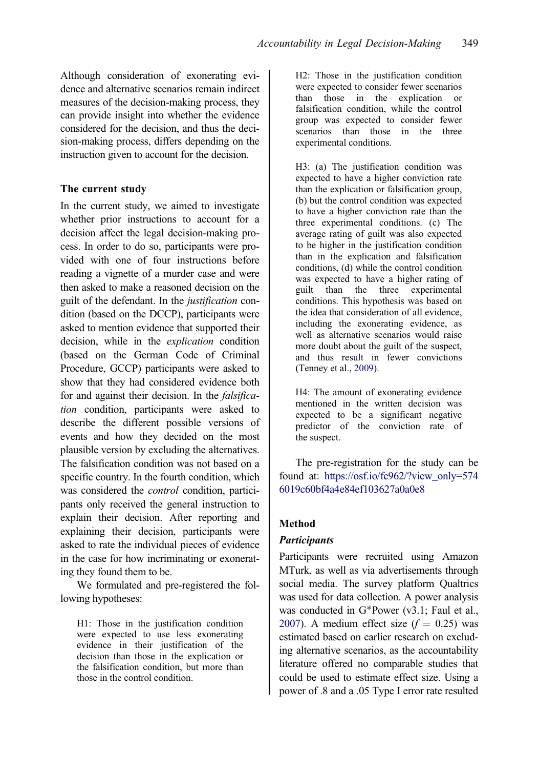Although consideration of exonerating evidence and alternative scenarios remain indirect measures of the decision-making process, they can provide insight into whether the evidence considered for the decision, and thus the decision-making process, differs depending on the instruction given to account for the decision.

## The current study

In the current study, we aimed to investigate whether prior instructions to account for a decision affect the legal decision-making process. In order to do so, participants were provided with one of four instructions before reading a vignette of a murder case and were then asked to make a reasoned decision on the guilt of the defendant. In the *justification* condition (based on the DCCP), participants were asked to mention evidence that supported their decision, while in the *explication* condition (based on the German Code of Criminal Procedure, GCCP) participants were asked to show that they had considered evidence both for and against their decision. In the *falsification* condition, participants were asked to describe the different possible versions of events and how they decided on the most plausible version by excluding the alternatives. The falsification condition was not based on a specific country. In the fourth condition, which was considered the *control* condition, participants only received the general instruction to explain their decision. After reporting and explaining their decision, participants were asked to rate the individual pieces of evidence in the case for how incriminating or exonerating they found them to be.

We formulated and pre-registered the following hypotheses:

> H1: Those in the justification condition were expected to use less exonerating evidence in their justification of the decision than those in the explication or the falsification condition, but more than those in the control condition.

> H2: Those in the justification condition were expected to consider fewer scenarios than those in the explication or falsification condition, while the control group was expected to consider fewer scenarios than those in the three experimental conditions.

> H3: (a) The justification condition was expected to have a higher conviction rate than the explication or falsification group, (b) but the control condition was expected to have a higher conviction rate than the three experimental conditions. (c) The average rating of guilt was also expected to be higher in the justification condition than in the explication and falsification conditions, (d) while the control condition was expected to have a higher rating of guilt than the three experimental conditions. This hypothesis was based on the idea that consideration of all evidence, including the exonerating evidence, as well as alternative scenarios would raise more doubt about the guilt of the suspect, and thus result in fewer convictions (Tenney et al., 2009).

> H4: The amount of exonerating evidence mentioned in the written decision was expected to be a significant negative predictor of the conviction rate of the suspect.

The pre-registration for the study can be found at: https://osf.io/fc962/?view_only=5746019c60bf4a4e84ef103627a0a0e8

## Method

### Participants

Participants were recruited using Amazon MTurk, as well as via advertisements through social media. The survey platform Qualtrics was used for data collection. A power analysis was conducted in G*Power (v3.1; Faul et al., 2007). A medium effect size ($f = 0.25$) was estimated based on earlier research on excluding alternative scenarios, as the accountability literature offered no comparable studies that could be used to estimate effect size. Using a power of .8 and a .05 Type I error rate resulted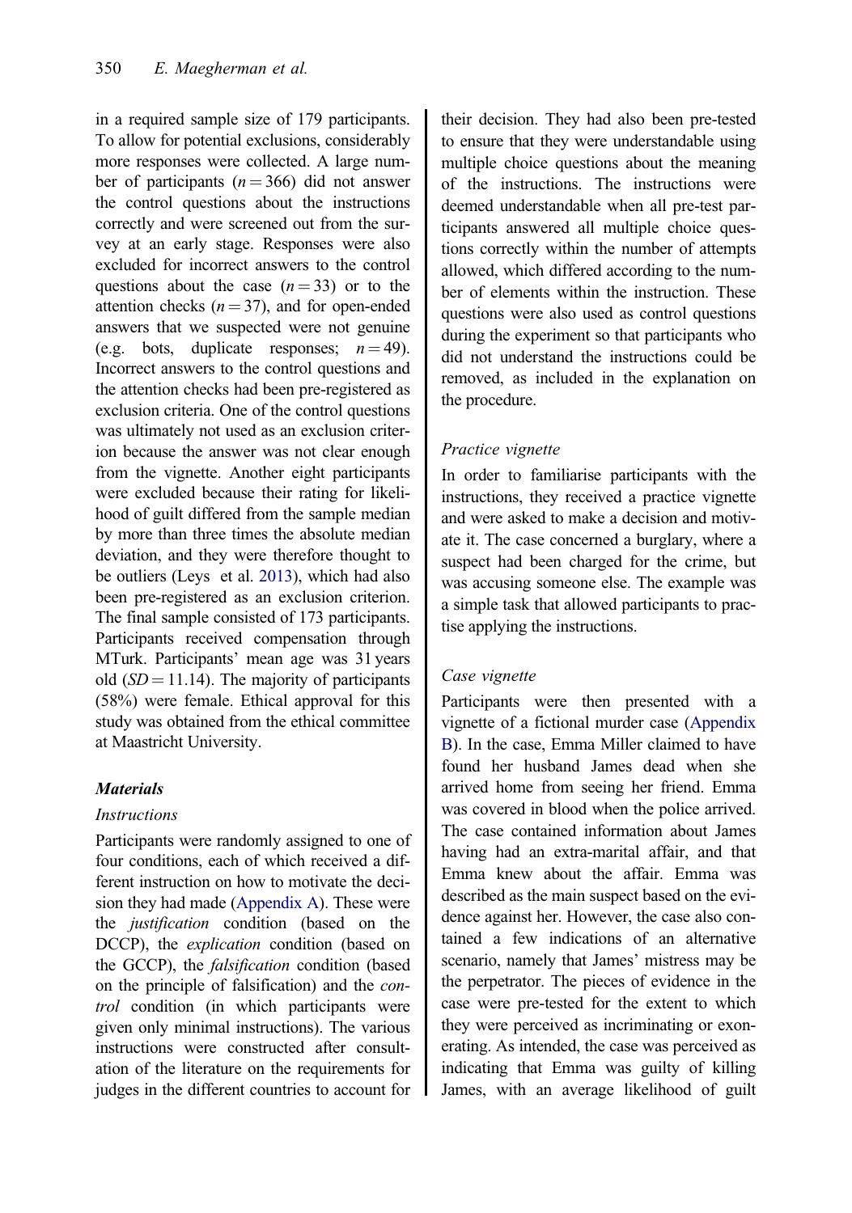in a required sample size of 179 participants. To allow for potential exclusions, considerably more responses were collected. A large number of participants ($n = 366$) did not answer the control questions about the instructions correctly and were screened out from the survey at an early stage. Responses were also excluded for incorrect answers to the control questions about the case ($n = 33$) or to the attention checks ($n = 37$), and for open-ended answers that we suspected were not genuine (e.g. bots, duplicate responses; $n = 49$). Incorrect answers to the control questions and the attention checks had been pre-registered as exclusion criteria. One of the control questions was ultimately not used as an exclusion criterion because the answer was not clear enough from the vignette. Another eight participants were excluded because their rating for likelihood of guilt differed from the sample median by more than three times the absolute median deviation, and they were therefore thought to be outliers (Leys et al. 2013), which had also been pre-registered as an exclusion criterion. The final sample consisted of 173 participants. Participants received compensation through MTurk. Participants' mean age was 31 years old ($SD = 11.14$). The majority of participants (58%) were female. Ethical approval for this study was obtained from the ethical committee at Maastricht University.

### Materials

#### *Instructions*

Participants were randomly assigned to one of four conditions, each of which received a different instruction on how to motivate the decision they had made (Appendix A). These were the *justification* condition (based on the DCCP), the *explication* condition (based on the GCCP), the *falsification* condition (based on the principle of falsification) and the *control* condition (in which participants were given only minimal instructions). The various instructions were constructed after consultation of the literature on the requirements for judges in the different countries to account for their decision. They had also been pre-tested to ensure that they were understandable using multiple choice questions about the meaning of the instructions. The instructions were deemed understandable when all pre-test participants answered all multiple choice questions correctly within the number of attempts allowed, which differed according to the number of elements within the instruction. These questions were also used as control questions during the experiment so that participants who did not understand the instructions could be removed, as included in the explanation on the procedure.

#### *Practice vignette*

In order to familiarise participants with the instructions, they received a practice vignette and were asked to make a decision and motivate it. The case concerned a burglary, where a suspect had been charged for the crime, but was accusing someone else. The example was a simple task that allowed participants to practise applying the instructions.

#### *Case vignette*

Participants were then presented with a vignette of a fictional murder case (Appendix B). In the case, Emma Miller claimed to have found her husband James dead when she arrived home from seeing her friend. Emma was covered in blood when the police arrived. The case contained information about James having had an extra-marital affair, and that Emma knew about the affair. Emma was described as the main suspect based on the evidence against her. However, the case also contained a few indications of an alternative scenario, namely that James' mistress may be the perpetrator. The pieces of evidence in the case were pre-tested for the extent to which they were perceived as incriminating or exonerating. As intended, the case was perceived as indicating that Emma was guilty of killing James, with an average likelihood of guilt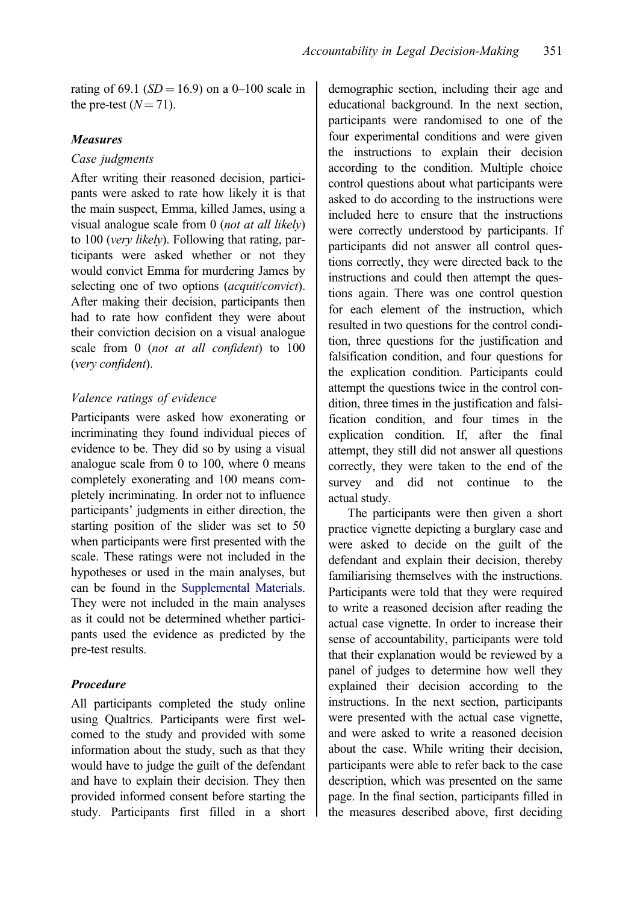rating of 69.1 ($SD = 16.9$) on a 0–100 scale in the pre-test ($N = 71$).

### Measures

#### *Case judgments*

After writing their reasoned decision, participants were asked to rate how likely it is that the main suspect, Emma, killed James, using a visual analogue scale from 0 (*not at all likely*) to 100 (*very likely*). Following that rating, participants were asked whether or not they would convict Emma for murdering James by selecting one of two options (*acquit*/*convict*). After making their decision, participants then had to rate how confident they were about their conviction decision on a visual analogue scale from 0 (*not at all confident*) to 100 (*very confident*).

#### *Valence ratings of evidence*

Participants were asked how exonerating or incriminating they found individual pieces of evidence to be. They did so by using a visual analogue scale from 0 to 100, where 0 means completely exonerating and 100 means completely incriminating. In order not to influence participants' judgments in either direction, the starting position of the slider was set to 50 when participants were first presented with the scale. These ratings were not included in the hypotheses or used in the main analyses, but can be found in the Supplemental Materials. They were not included in the main analyses as it could not be determined whether participants used the evidence as predicted by the pre-test results.

### Procedure

All participants completed the study online using Qualtrics. Participants were first welcomed to the study and provided with some information about the study, such as that they would have to judge the guilt of the defendant and have to explain their decision. They then provided informed consent before starting the study. Participants first filled in a short demographic section, including their age and educational background. In the next section, participants were randomised to one of the four experimental conditions and were given the instructions to explain their decision according to the condition. Multiple choice control questions about what participants were asked to do according to the instructions were included here to ensure that the instructions were correctly understood by participants. If participants did not answer all control questions correctly, they were directed back to the instructions and could then attempt the questions again. There was one control question for each element of the instruction, which resulted in two questions for the control condition, three questions for the justification and falsification condition, and four questions for the explication condition. Participants could attempt the questions twice in the control condition, three times in the justification and falsification condition, and four times in the explication condition. If, after the final attempt, they still did not answer all questions correctly, they were taken to the end of the survey and did not continue to the actual study.

The participants were then given a short practice vignette depicting a burglary case and were asked to decide on the guilt of the defendant and explain their decision, thereby familiarising themselves with the instructions. Participants were told that they were required to write a reasoned decision after reading the actual case vignette. In order to increase their sense of accountability, participants were told that their explanation would be reviewed by a panel of judges to determine how well they explained their decision according to the instructions. In the next section, participants were presented with the actual case vignette, and were asked to write a reasoned decision about the case. While writing their decision, participants were able to refer back to the case description, which was presented on the same page. In the final section, participants filled in the measures described above, first deciding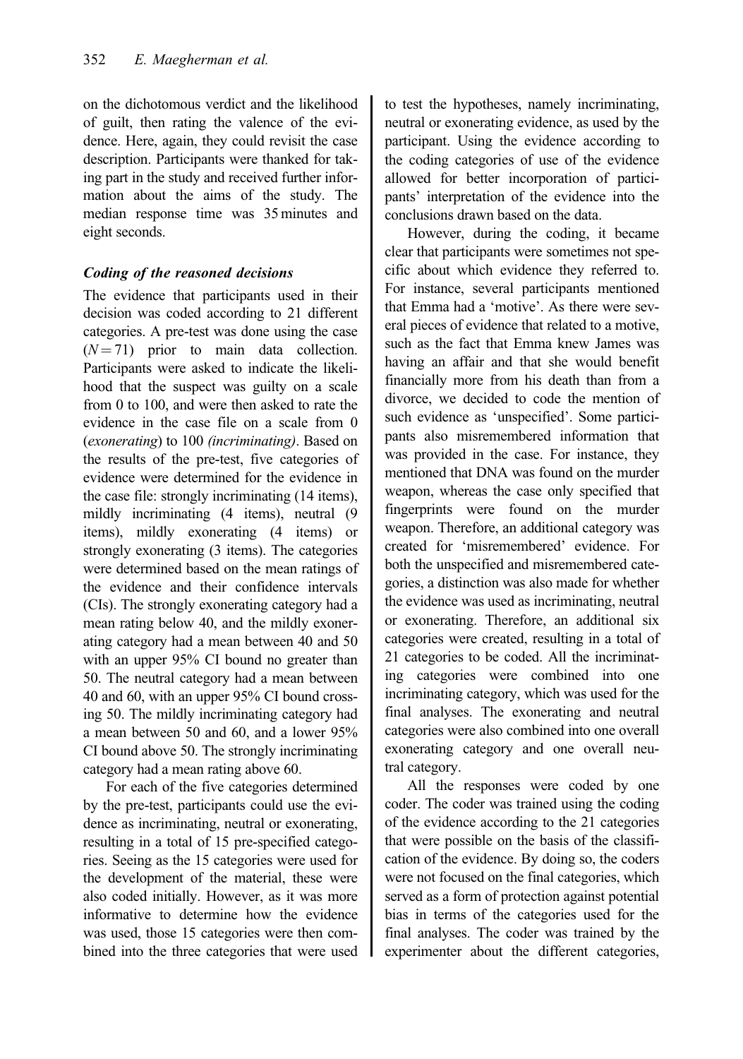on the dichotomous verdict and the likelihood of guilt, then rating the valence of the evidence. Here, again, they could revisit the case description. Participants were thanked for taking part in the study and received further information about the aims of the study. The median response time was 35 minutes and eight seconds.

### Coding of the reasoned decisions

The evidence that participants used in their decision was coded according to 21 different categories. A pre-test was done using the case ($N = 71$) prior to main data collection. Participants were asked to indicate the likelihood that the suspect was guilty on a scale from 0 to 100, and were then asked to rate the evidence in the case file on a scale from 0 (*exonerating*) to 100 *(incriminating)*. Based on the results of the pre-test, five categories of evidence were determined for the evidence in the case file: strongly incriminating (14 items), mildly incriminating (4 items), neutral (9 items), mildly exonerating (4 items) or strongly exonerating (3 items). The categories were determined based on the mean ratings of the evidence and their confidence intervals (CIs). The strongly exonerating category had a mean rating below 40, and the mildly exonerating category had a mean between 40 and 50 with an upper 95% CI bound no greater than 50. The neutral category had a mean between 40 and 60, with an upper 95% CI bound crossing 50. The mildly incriminating category had a mean between 50 and 60, and a lower 95% CI bound above 50. The strongly incriminating category had a mean rating above 60.

For each of the five categories determined by the pre-test, participants could use the evidence as incriminating, neutral or exonerating, resulting in a total of 15 pre-specified categories. Seeing as the 15 categories were used for the development of the material, these were also coded initially. However, as it was more informative to determine how the evidence was used, those 15 categories were then combined into the three categories that were used to test the hypotheses, namely incriminating, neutral or exonerating evidence, as used by the participant. Using the evidence according to the coding categories of use of the evidence allowed for better incorporation of participants' interpretation of the evidence into the conclusions drawn based on the data.

However, during the coding, it became clear that participants were sometimes not specific about which evidence they referred to. For instance, several participants mentioned that Emma had a 'motive'. As there were several pieces of evidence that related to a motive, such as the fact that Emma knew James was having an affair and that she would benefit financially more from his death than from a divorce, we decided to code the mention of such evidence as 'unspecified'. Some participants also misremembered information that was provided in the case. For instance, they mentioned that DNA was found on the murder weapon, whereas the case only specified that fingerprints were found on the murder weapon. Therefore, an additional category was created for 'misremembered' evidence. For both the unspecified and misremembered categories, a distinction was also made for whether the evidence was used as incriminating, neutral or exonerating. Therefore, an additional six categories were created, resulting in a total of 21 categories to be coded. All the incriminating categories were combined into one incriminating category, which was used for the final analyses. The exonerating and neutral categories were also combined into one overall exonerating category and one overall neutral category.

All the responses were coded by one coder. The coder was trained using the coding of the evidence according to the 21 categories that were possible on the basis of the classification of the evidence. By doing so, the coders were not focused on the final categories, which served as a form of protection against potential bias in terms of the categories used for the final analyses. The coder was trained by the experimenter about the different categories,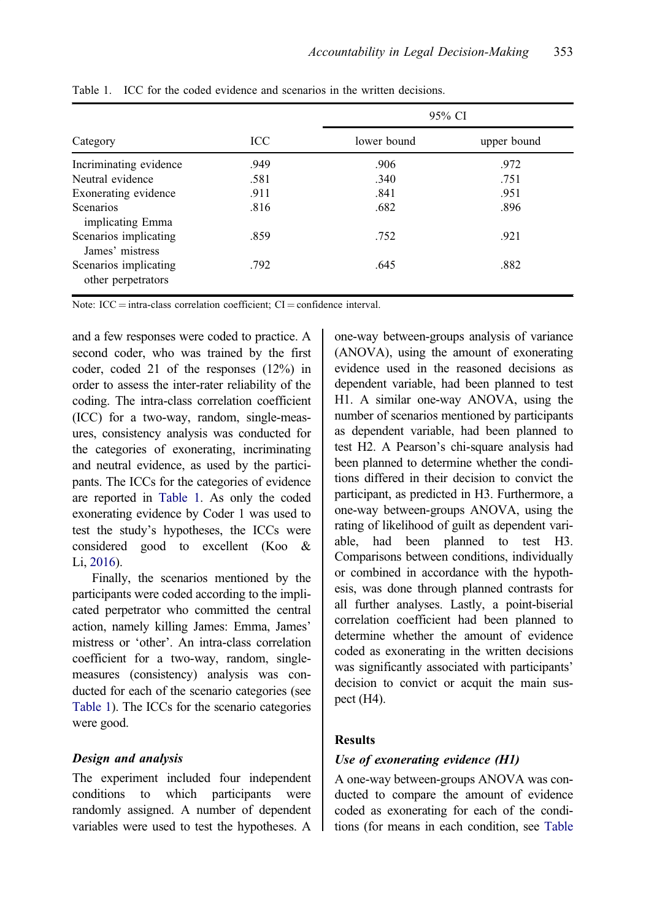Table 1. ICC for the coded evidence and scenarios in the written decisions.

| Category | ICC | 95% CI | |
|---|---|---|---|
| | | lower bound | upper bound |
| Incriminating evidence | .949 | .906 | .972 |
| Neutral evidence | .581 | .340 | .751 |
| Exonerating evidence | .911 | .841 | .951 |
| Scenarios implicating Emma | .816 | .682 | .896 |
| Scenarios implicating James' mistress | .859 | .752 | .921 |
| Scenarios implicating other perpetrators | .792 | .645 | .882 |

Note: ICC = intra-class correlation coefficient; CI = confidence interval.

and a few responses were coded to practice. A second coder, who was trained by the first coder, coded 21 of the responses (12%) in order to assess the inter-rater reliability of the coding. The intra-class correlation coefficient (ICC) for a two-way, random, single-measures, consistency analysis was conducted for the categories of exonerating, incriminating and neutral evidence, as used by the participants. The ICCs for the categories of evidence are reported in Table 1. As only the coded exonerating evidence by Coder 1 was used to test the study's hypotheses, the ICCs were considered good to excellent (Koo & Li, 2016).

Finally, the scenarios mentioned by the participants were coded according to the implicated perpetrator who committed the central action, namely killing James: Emma, James' mistress or 'other'. An intra-class correlation coefficient for a two-way, random, single-measures (consistency) analysis was conducted for each of the scenario categories (see Table 1). The ICCs for the scenario categories were good.

### *Design and analysis*

The experiment included four independent conditions to which participants were randomly assigned. A number of dependent variables were used to test the hypotheses. A one-way between-groups analysis of variance (ANOVA), using the amount of exonerating evidence used in the reasoned decisions as dependent variable, had been planned to test H1. A similar one-way ANOVA, using the number of scenarios mentioned by participants as dependent variable, had been planned to test H2. A Pearson's chi-square analysis had been planned to determine whether the conditions differed in their decision to convict the participant, as predicted in H3. Furthermore, a one-way between-groups ANOVA, using the rating of likelihood of guilt as dependent variable, had been planned to test H3. Comparisons between conditions, individually or combined in accordance with the hypothesis, was done through planned contrasts for all further analyses. Lastly, a point-biserial correlation coefficient had been planned to determine whether the amount of evidence coded as exonerating in the written decisions was significantly associated with participants' decision to convict or acquit the main suspect (H4).

## Results

### *Use of exonerating evidence (H1)*

A one-way between-groups ANOVA was conducted to compare the amount of evidence coded as exonerating for each of the conditions (for means in each condition, see Table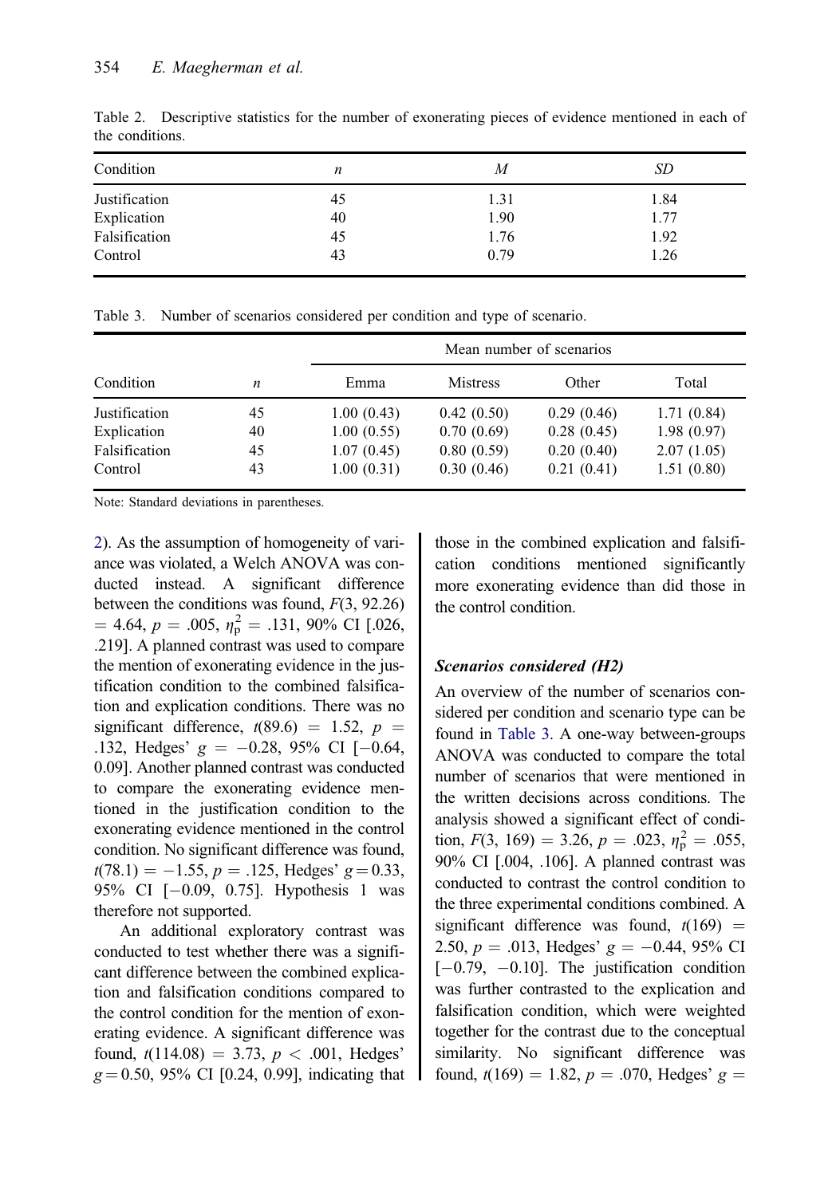Table 2. Descriptive statistics for the number of exonerating pieces of evidence mentioned in each of the conditions.

| Condition | *n* | *M* | *SD* |
|---|---|---|---|
| Justification | 45 | 1.31 | 1.84 |
| Explication | 40 | 1.90 | 1.77 |
| Falsification | 45 | 1.76 | 1.92 |
| Control | 43 | 0.79 | 1.26 |

Table 3. Number of scenarios considered per condition and type of scenario.

| Condition | *n* | Mean number of scenarios | | | |
|---|---|---|---|---|---|
| | | Emma | Mistress | Other | Total |
| Justification | 45 | 1.00 (0.43) | 0.42 (0.50) | 0.29 (0.46) | 1.71 (0.84) |
| Explication | 40 | 1.00 (0.55) | 0.70 (0.69) | 0.28 (0.45) | 1.98 (0.97) |
| Falsification | 45 | 1.07 (0.45) | 0.80 (0.59) | 0.20 (0.40) | 2.07 (1.05) |
| Control | 43 | 1.00 (0.31) | 0.30 (0.46) | 0.21 (0.41) | 1.51 (0.80) |

Note: Standard deviations in parentheses.

2). As the assumption of homogeneity of variance was violated, a Welch ANOVA was conducted instead. A significant difference between the conditions was found, $F(3, 92.26) = 4.64$, $p = .005$, $\eta_p^2 = .131$, 90% CI [.026, .219]. A planned contrast was used to compare the mention of exonerating evidence in the justification condition to the combined falsification and explication conditions. There was no significant difference, $t(89.6) = 1.52$, $p = .132$, Hedges' $g = -0.28$, 95% CI [−0.64, 0.09]. Another planned contrast was conducted to compare the exonerating evidence mentioned in the justification condition to the exonerating evidence mentioned in the control condition. No significant difference was found, $t(78.1) = -1.55$, $p = .125$, Hedges' $g = 0.33$, 95% CI [−0.09, 0.75]. Hypothesis 1 was therefore not supported.

An additional exploratory contrast was conducted to test whether there was a significant difference between the combined explication and falsification conditions compared to the control condition for the mention of exonerating evidence. A significant difference was found, $t(114.08) = 3.73$, $p < .001$, Hedges' $g = 0.50$, 95% CI [0.24, 0.99], indicating that those in the combined explication and falsification conditions mentioned significantly more exonerating evidence than did those in the control condition.

### *Scenarios considered (H2)*

An overview of the number of scenarios considered per condition and scenario type can be found in Table 3. A one-way between-groups ANOVA was conducted to compare the total number of scenarios that were mentioned in the written decisions across conditions. The analysis showed a significant effect of condition, $F(3, 169) = 3.26$, $p = .023$, $\eta_p^2 = .055$, 90% CI [.004, .106]. A planned contrast was conducted to contrast the control condition to the three experimental conditions combined. A significant difference was found, $t(169) = 2.50$, $p = .013$, Hedges' $g = -0.44$, 95% CI [−0.79, −0.10]. The justification condition was further contrasted to the explication and falsification condition, which were weighted together for the contrast due to the conceptual similarity. No significant difference was found, $t(169) = 1.82$, $p = .070$, Hedges' $g =$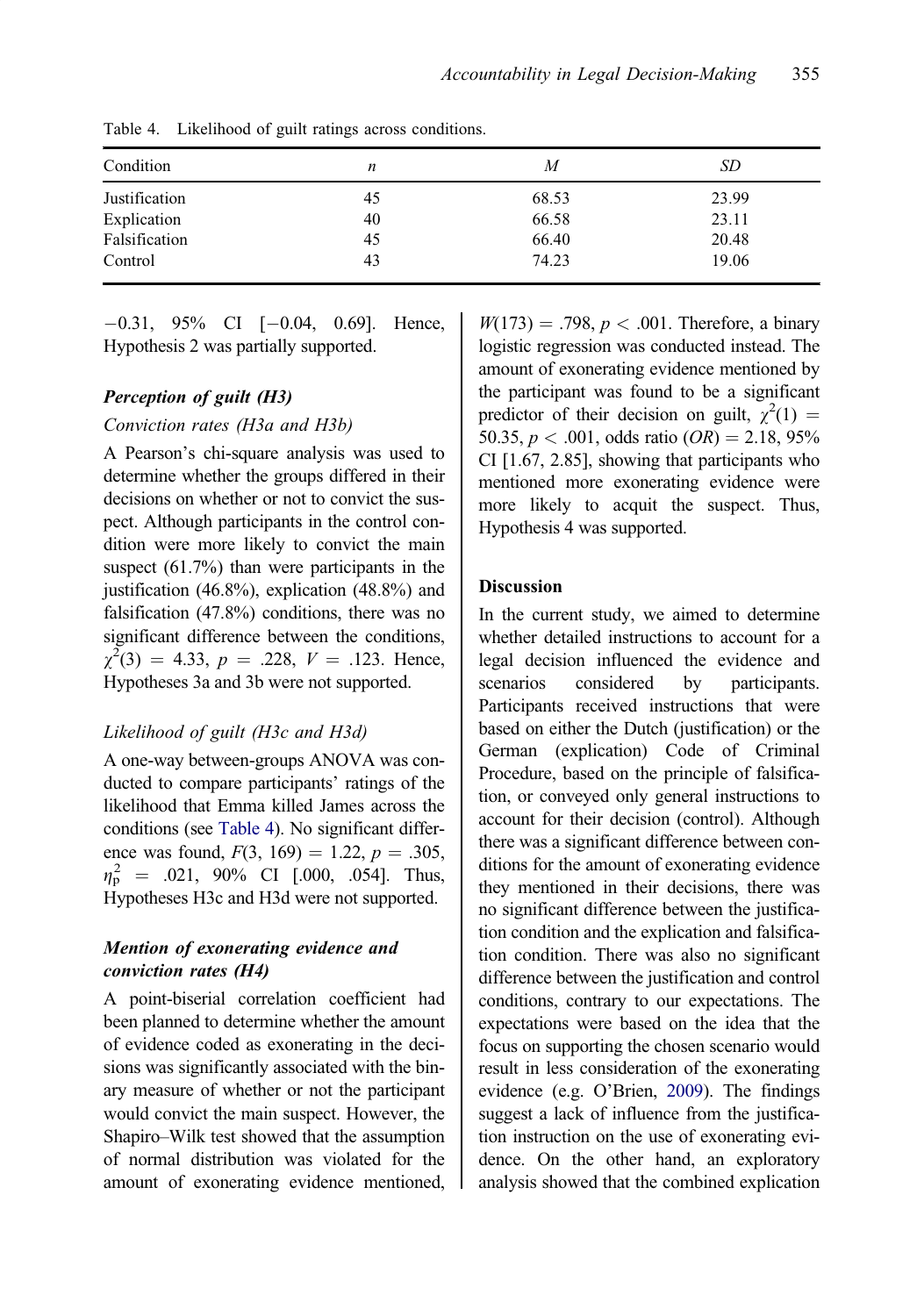Table 4. Likelihood of guilt ratings across conditions.

| Condition | *n* | *M* | *SD* |
|---|---|---|---|
| Justification | 45 | 68.53 | 23.99 |
| Explication | 40 | 66.58 | 23.11 |
| Falsification | 45 | 66.40 | 20.48 |
| Control | 43 | 74.23 | 19.06 |

−0.31, 95% CI [−0.04, 0.69]. Hence, Hypothesis 2 was partially supported.

### Perception of guilt (H3)

#### *Conviction rates (H3a and H3b)*

A Pearson's chi-square analysis was used to determine whether the groups differed in their decisions on whether or not to convict the suspect. Although participants in the control condition were more likely to convict the main suspect (61.7%) than were participants in the justification (46.8%), explication (48.8%) and falsification (47.8%) conditions, there was no significant difference between the conditions, $\chi^2(3) = 4.33$, $p = .228$, $V = .123$. Hence, Hypotheses 3a and 3b were not supported.

#### *Likelihood of guilt (H3c and H3d)*

A one-way between-groups ANOVA was conducted to compare participants' ratings of the likelihood that Emma killed James across the conditions (see Table 4). No significant difference was found, $F(3, 169) = 1.22$, $p = .305$, $\eta_p^2 = .021$, 90% CI [.000, .054]. Thus, Hypotheses H3c and H3d were not supported.

### Mention of exonerating evidence and conviction rates (H4)

A point-biserial correlation coefficient had been planned to determine whether the amount of evidence coded as exonerating in the decisions was significantly associated with the binary measure of whether or not the participant would convict the main suspect. However, the Shapiro–Wilk test showed that the assumption of normal distribution was violated for the amount of exonerating evidence mentioned, $W(173) = .798$, $p < .001$. Therefore, a binary logistic regression was conducted instead. The amount of exonerating evidence mentioned by the participant was found to be a significant predictor of their decision on guilt, $\chi^2(1) = 50.35$, $p < .001$, odds ratio ($OR$) = 2.18, 95% CI [1.67, 2.85], showing that participants who mentioned more exonerating evidence were more likely to acquit the suspect. Thus, Hypothesis 4 was supported.

## Discussion

In the current study, we aimed to determine whether detailed instructions to account for a legal decision influenced the evidence and scenarios considered by participants. Participants received instructions that were based on either the Dutch (justification) or the German (explication) Code of Criminal Procedure, based on the principle of falsification, or conveyed only general instructions to account for their decision (control). Although there was a significant difference between conditions for the amount of exonerating evidence they mentioned in their decisions, there was no significant difference between the justification condition and the explication and falsification condition. There was also no significant difference between the justification and control conditions, contrary to our expectations. The expectations were based on the idea that the focus on supporting the chosen scenario would result in less consideration of the exonerating evidence (e.g. O'Brien, 2009). The findings suggest a lack of influence from the justification instruction on the use of exonerating evidence. On the other hand, an exploratory analysis showed that the combined explication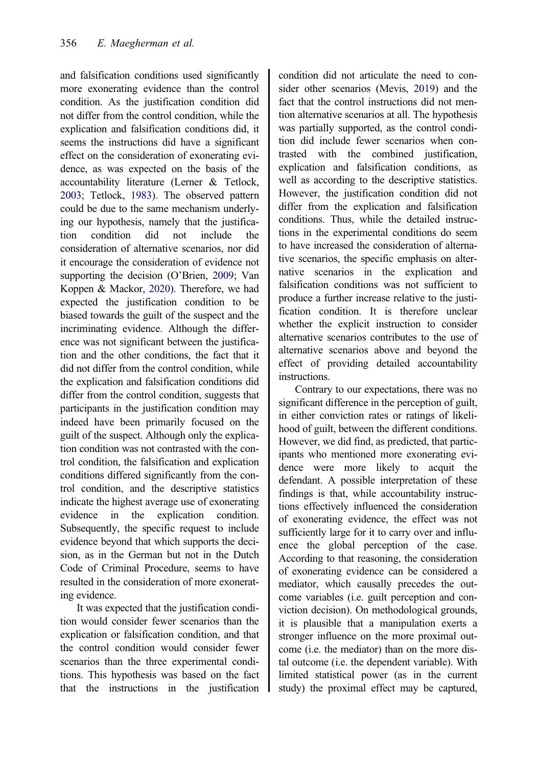and falsification conditions used significantly more exonerating evidence than the control condition. As the justification condition did not differ from the control condition, while the explication and falsification conditions did, it seems the instructions did have a significant effect on the consideration of exonerating evidence, as was expected on the basis of the accountability literature (Lerner & Tetlock, 2003; Tetlock, 1983). The observed pattern could be due to the same mechanism underlying our hypothesis, namely that the justification condition did not include the consideration of alternative scenarios, nor did it encourage the consideration of evidence not supporting the decision (O'Brien, 2009; Van Koppen & Mackor, 2020). Therefore, we had expected the justification condition to be biased towards the guilt of the suspect and the incriminating evidence. Although the difference was not significant between the justification and the other conditions, the fact that it did not differ from the control condition, while the explication and falsification conditions did differ from the control condition, suggests that participants in the justification condition may indeed have been primarily focused on the guilt of the suspect. Although only the explication condition was not contrasted with the control condition, the falsification and explication conditions differed significantly from the control condition, and the descriptive statistics indicate the highest average use of exonerating evidence in the explication condition. Subsequently, the specific request to include evidence beyond that which supports the decision, as in the German but not in the Dutch Code of Criminal Procedure, seems to have resulted in the consideration of more exonerating evidence.

It was expected that the justification condition would consider fewer scenarios than the explication or falsification condition, and that the control condition would consider fewer scenarios than the three experimental conditions. This hypothesis was based on the fact that the instructions in the justification condition did not articulate the need to consider other scenarios (Mevis, 2019) and the fact that the control instructions did not mention alternative scenarios at all. The hypothesis was partially supported, as the control condition did include fewer scenarios when contrasted with the combined justification, explication and falsification conditions, as well as according to the descriptive statistics. However, the justification condition did not differ from the explication and falsification conditions. Thus, while the detailed instructions in the experimental conditions do seem to have increased the consideration of alternative scenarios, the specific emphasis on alternative scenarios in the explication and falsification conditions was not sufficient to produce a further increase relative to the justification condition. It is therefore unclear whether the explicit instruction to consider alternative scenarios contributes to the use of alternative scenarios above and beyond the effect of providing detailed accountability instructions.

Contrary to our expectations, there was no significant difference in the perception of guilt, in either conviction rates or ratings of likelihood of guilt, between the different conditions. However, we did find, as predicted, that participants who mentioned more exonerating evidence were more likely to acquit the defendant. A possible interpretation of these findings is that, while accountability instructions effectively influenced the consideration of exonerating evidence, the effect was not sufficiently large for it to carry over and influence the global perception of the case. According to that reasoning, the consideration of exonerating evidence can be considered a mediator, which causally precedes the outcome variables (i.e. guilt perception and conviction decision). On methodological grounds, it is plausible that a manipulation exerts a stronger influence on the more proximal outcome (i.e. the mediator) than on the more distal outcome (i.e. the dependent variable). With limited statistical power (as in the current study) the proximal effect may be captured,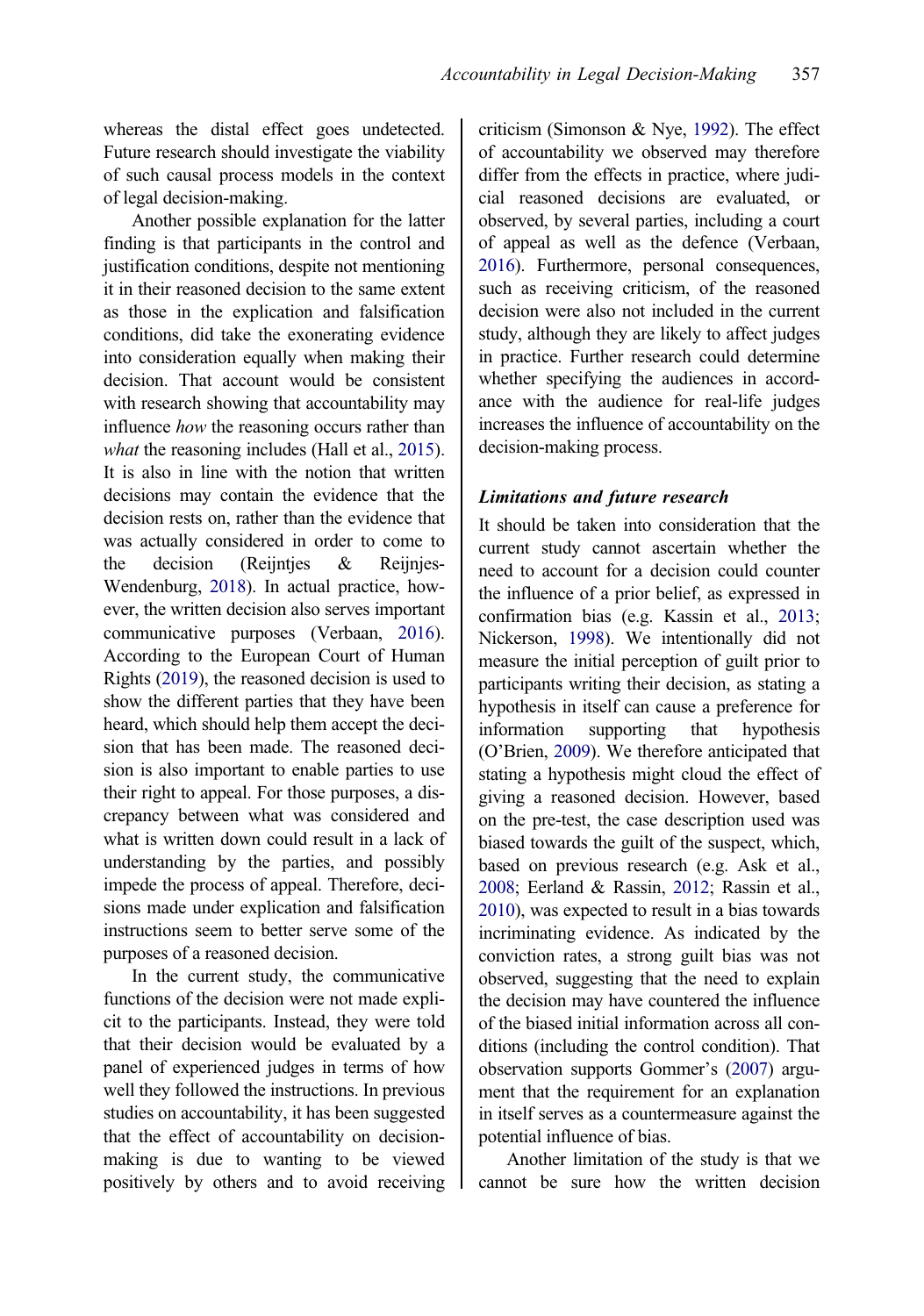whereas the distal effect goes undetected. Future research should investigate the viability of such causal process models in the context of legal decision-making.

Another possible explanation for the latter finding is that participants in the control and justification conditions, despite not mentioning it in their reasoned decision to the same extent as those in the explication and falsification conditions, did take the exonerating evidence into consideration equally when making their decision. That account would be consistent with research showing that accountability may influence *how* the reasoning occurs rather than *what* the reasoning includes (Hall et al., 2015). It is also in line with the notion that written decisions may contain the evidence that the decision rests on, rather than the evidence that was actually considered in order to come to the decision (Reijntjes & Reijnjes-Wendenburg, 2018). In actual practice, however, the written decision also serves important communicative purposes (Verbaan, 2016). According to the European Court of Human Rights (2019), the reasoned decision is used to show the different parties that they have been heard, which should help them accept the decision that has been made. The reasoned decision is also important to enable parties to use their right to appeal. For those purposes, a discrepancy between what was considered and what is written down could result in a lack of understanding by the parties, and possibly impede the process of appeal. Therefore, decisions made under explication and falsification instructions seem to better serve some of the purposes of a reasoned decision.

In the current study, the communicative functions of the decision were not made explicit to the participants. Instead, they were told that their decision would be evaluated by a panel of experienced judges in terms of how well they followed the instructions. In previous studies on accountability, it has been suggested that the effect of accountability on decision-making is due to wanting to be viewed positively by others and to avoid receiving criticism (Simonson & Nye, 1992). The effect of accountability we observed may therefore differ from the effects in practice, where judicial reasoned decisions are evaluated, or observed, by several parties, including a court of appeal as well as the defence (Verbaan, 2016). Furthermore, personal consequences, such as receiving criticism, of the reasoned decision were also not included in the current study, although they are likely to affect judges in practice. Further research could determine whether specifying the audiences in accordance with the audience for real-life judges increases the influence of accountability on the decision-making process.

### Limitations and future research

It should be taken into consideration that the current study cannot ascertain whether the need to account for a decision could counter the influence of a prior belief, as expressed in confirmation bias (e.g. Kassin et al., 2013; Nickerson, 1998). We intentionally did not measure the initial perception of guilt prior to participants writing their decision, as stating a hypothesis in itself can cause a preference for information supporting that hypothesis (O'Brien, 2009). We therefore anticipated that stating a hypothesis might cloud the effect of giving a reasoned decision. However, based on the pre-test, the case description used was biased towards the guilt of the suspect, which, based on previous research (e.g. Ask et al., 2008; Eerland & Rassin, 2012; Rassin et al., 2010), was expected to result in a bias towards incriminating evidence. As indicated by the conviction rates, a strong guilt bias was not observed, suggesting that the need to explain the decision may have countered the influence of the biased initial information across all conditions (including the control condition). That observation supports Gommer's (2007) argument that the requirement for an explanation in itself serves as a countermeasure against the potential influence of bias.

Another limitation of the study is that we cannot be sure how the written decision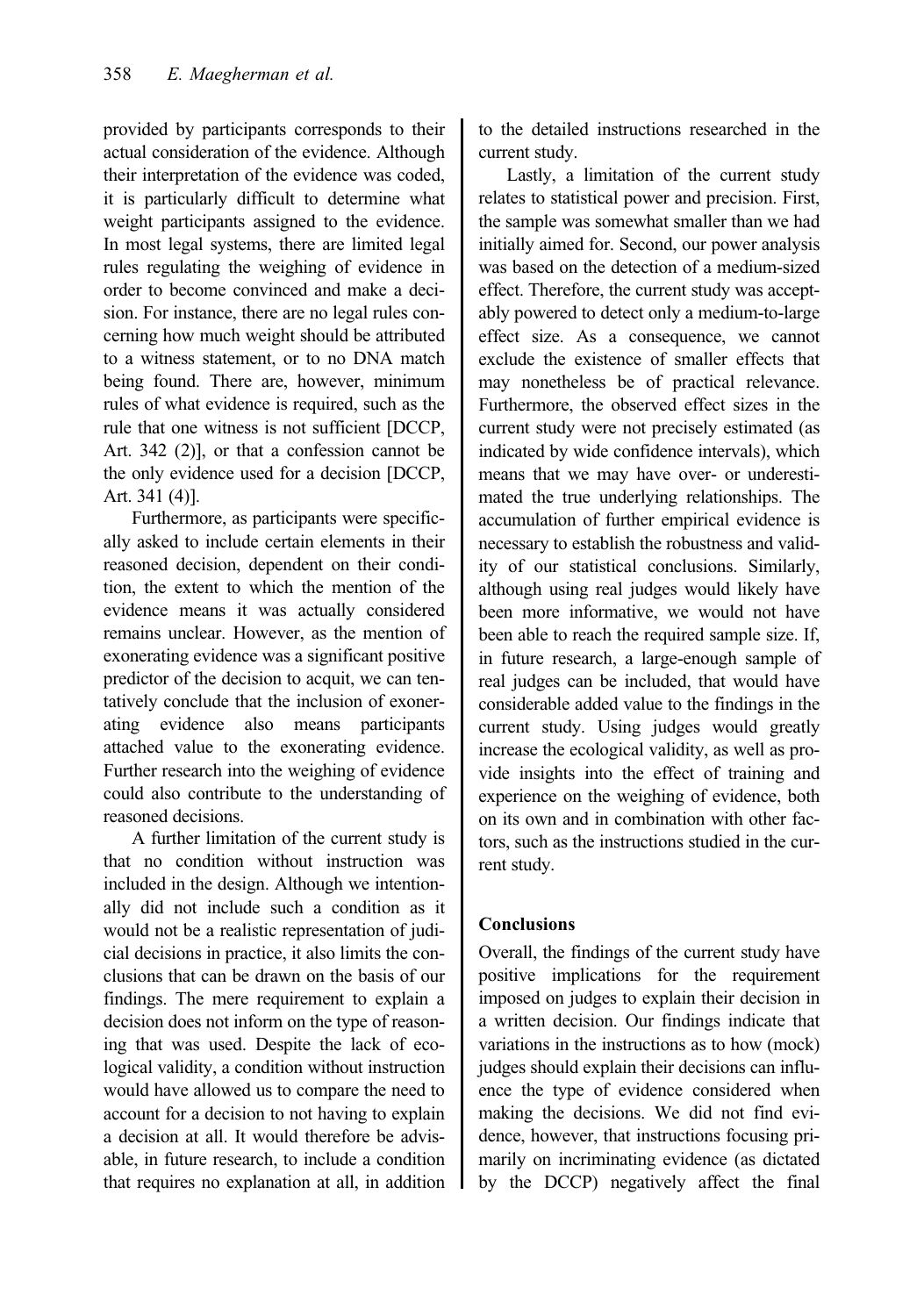provided by participants corresponds to their actual consideration of the evidence. Although their interpretation of the evidence was coded, it is particularly difficult to determine what weight participants assigned to the evidence. In most legal systems, there are limited legal rules regulating the weighing of evidence in order to become convinced and make a decision. For instance, there are no legal rules concerning how much weight should be attributed to a witness statement, or to no DNA match being found. There are, however, minimum rules of what evidence is required, such as the rule that one witness is not sufficient [DCCP, Art. 342 (2)], or that a confession cannot be the only evidence used for a decision [DCCP, Art. 341 (4)].

Furthermore, as participants were specifically asked to include certain elements in their reasoned decision, dependent on their condition, the extent to which the mention of the evidence means it was actually considered remains unclear. However, as the mention of exonerating evidence was a significant positive predictor of the decision to acquit, we can tentatively conclude that the inclusion of exonerating evidence also means participants attached value to the exonerating evidence. Further research into the weighing of evidence could also contribute to the understanding of reasoned decisions.

A further limitation of the current study is that no condition without instruction was included in the design. Although we intentionally did not include such a condition as it would not be a realistic representation of judicial decisions in practice, it also limits the conclusions that can be drawn on the basis of our findings. The mere requirement to explain a decision does not inform on the type of reasoning that was used. Despite the lack of ecological validity, a condition without instruction would have allowed us to compare the need to account for a decision to not having to explain a decision at all. It would therefore be advisable, in future research, to include a condition that requires no explanation at all, in addition to the detailed instructions researched in the current study.

Lastly, a limitation of the current study relates to statistical power and precision. First, the sample was somewhat smaller than we had initially aimed for. Second, our power analysis was based on the detection of a medium-sized effect. Therefore, the current study was acceptably powered to detect only a medium-to-large effect size. As a consequence, we cannot exclude the existence of smaller effects that may nonetheless be of practical relevance. Furthermore, the observed effect sizes in the current study were not precisely estimated (as indicated by wide confidence intervals), which means that we may have over- or underestimated the true underlying relationships. The accumulation of further empirical evidence is necessary to establish the robustness and validity of our statistical conclusions. Similarly, although using real judges would likely have been more informative, we would not have been able to reach the required sample size. If, in future research, a large-enough sample of real judges can be included, that would have considerable added value to the findings in the current study. Using judges would greatly increase the ecological validity, as well as provide insights into the effect of training and experience on the weighing of evidence, both on its own and in combination with other factors, such as the instructions studied in the current study.

## Conclusions

Overall, the findings of the current study have positive implications for the requirement imposed on judges to explain their decision in a written decision. Our findings indicate that variations in the instructions as to how (mock) judges should explain their decisions can influence the type of evidence considered when making the decisions. We did not find evidence, however, that instructions focusing primarily on incriminating evidence (as dictated by the DCCP) negatively affect the final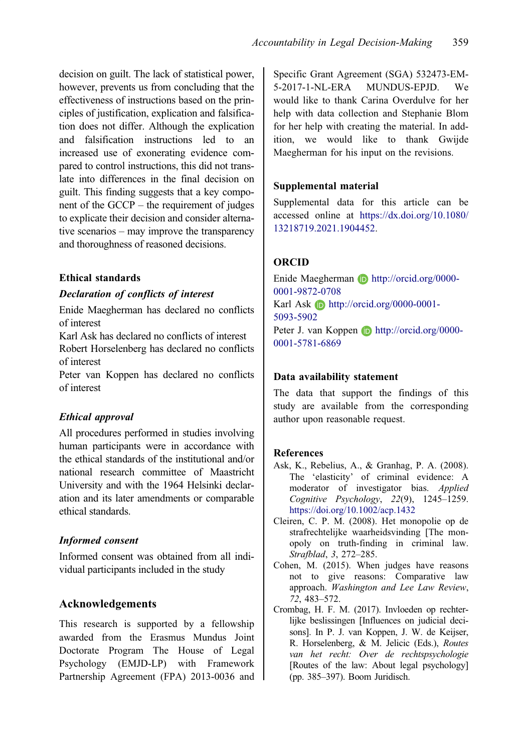decision on guilt. The lack of statistical power, however, prevents us from concluding that the effectiveness of instructions based on the principles of justification, explication and falsification does not differ. Although the explication and falsification instructions led to an increased use of exonerating evidence compared to control instructions, this did not translate into differences in the final decision on guilt. This finding suggests that a key component of the GCCP – the requirement of judges to explicate their decision and consider alternative scenarios – may improve the transparency and thoroughness of reasoned decisions.

### Ethical standards

#### *Declaration of conflicts of interest*

Enide Maegherman has declared no conflicts of interest
Karl Ask has declared no conflicts of interest
Robert Horselenberg has declared no conflicts of interest
Peter van Koppen has declared no conflicts of interest

#### *Ethical approval*

All procedures performed in studies involving human participants were in accordance with the ethical standards of the institutional and/or national research committee of Maastricht University and with the 1964 Helsinki declaration and its later amendments or comparable ethical standards.

#### *Informed consent*

Informed consent was obtained from all individual participants included in the study

## Acknowledgements

This research is supported by a fellowship awarded from the Erasmus Mundus Joint Doctorate Program The House of Legal Psychology (EMJD-LP) with Framework Partnership Agreement (FPA) 2013-0036 and Specific Grant Agreement (SGA) 532473-EM-5-2017-1-NL-ERA MUNDUS-EPJD. We would like to thank Carina Overdulve for her help with data collection and Stephanie Blom for her help with creating the material. In addition, we would like to thank Gwijde Maegherman for his input on the revisions.

### Supplemental material

Supplemental data for this article can be accessed online at https://dx.doi.org/10.1080/13218719.2021.1904452.

### ORCID

Enide Maegherman http://orcid.org/0000-0001-9872-0708
Karl Ask http://orcid.org/0000-0001-5093-5902
Peter J. van Koppen http://orcid.org/0000-0001-5781-6869

### Data availability statement

The data that support the findings of this study are available from the corresponding author upon reasonable request.

### References

Ask, K., Rebelius, A., & Granhag, P. A. (2008). The 'elasticity' of criminal evidence: A moderator of investigator bias. *Applied Cognitive Psychology*, *22*(9), 1245–1259. https://doi.org/10.1002/acp.1432

Cleiren, C. P. M. (2008). Het monopolie op de strafrechtelijke waarheidsvinding [The monopoly on truth-finding in criminal law. *Strafblad*, *3*, 272–285.

Cohen, M. (2015). When judges have reasons not to give reasons: Comparative law approach. *Washington and Lee Law Review*, *72*, 483–572.

Crombag, H. F. M. (2017). Invloeden op rechterlijke beslissingen [Influences on judicial decisons]. In P. J. van Koppen, J. W. de Keijser, R. Horselenberg, & M. Jelicic (Eds.), *Routes van het recht: Over de rechtspsychologie* [Routes of the law: About legal psychology] (pp. 385–397). Boom Juridisch.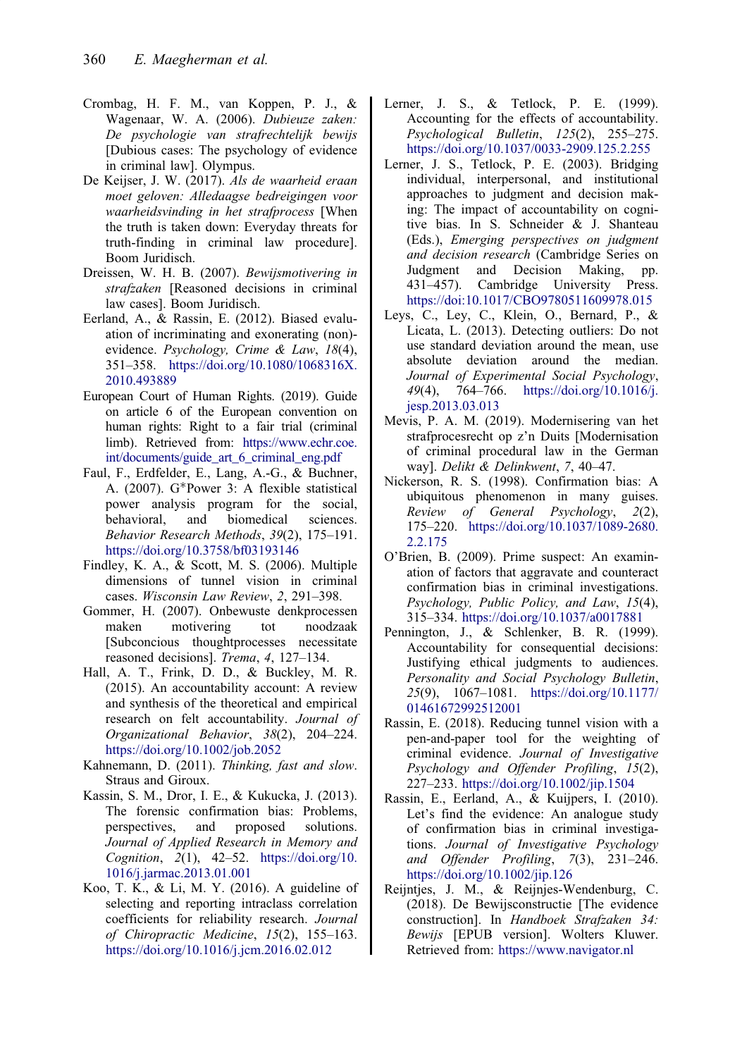Crombag, H. F. M., van Koppen, P. J., & Wagenaar, W. A. (2006). *Dubieuze zaken: De psychologie van strafrechtelijk bewijs* [Dubious cases: The psychology of evidence in criminal law]. Olympus.

De Keijser, J. W. (2017). *Als de waarheid eraan moet geloven: Alledaagse bedreigingen voor waarheidsvinding in het strafprocess* [When the truth is taken down: Everyday threats for truth-finding in criminal law procedure]. Boom Juridisch.

Dreissen, W. H. B. (2007). *Bewijsmotivering in strafzaken* [Reasoned decisions in criminal law cases]. Boom Juridisch.

Eerland, A., & Rassin, E. (2012). Biased evaluation of incriminating and exonerating (non)-evidence. *Psychology, Crime & Law*, *18*(4), 351–358. https://doi.org/10.1080/1068316X.2010.493889

European Court of Human Rights. (2019). Guide on article 6 of the European convention on human rights: Right to a fair trial (criminal limb). Retrieved from: https://www.echr.coe.int/documents/guide_art_6_criminal_eng.pdf

Faul, F., Erdfelder, E., Lang, A.-G., & Buchner, A. (2007). G*Power 3: A flexible statistical power analysis program for the social, behavioral, and biomedical sciences. *Behavior Research Methods*, *39*(2), 175–191. https://doi.org/10.3758/bf03193146

Findley, K. A., & Scott, M. S. (2006). Multiple dimensions of tunnel vision in criminal cases. *Wisconsin Law Review*, *2*, 291–398.

Gommer, H. (2007). Onbewuste denkprocessen maken motivering tot noodzaak [Subconcious thoughtprocesses necessitate reasoned decisions]. *Trema*, *4*, 127–134.

Hall, A. T., Frink, D. D., & Buckley, M. R. (2015). An accountability account: A review and synthesis of the theoretical and empirical research on felt accountability. *Journal of Organizational Behavior*, *38*(2), 204–224. https://doi.org/10.1002/job.2052

Kahnemann, D. (2011). *Thinking, fast and slow*. Straus and Giroux.

Kassin, S. M., Dror, I. E., & Kukucka, J. (2013). The forensic confirmation bias: Problems, perspectives, and proposed solutions. *Journal of Applied Research in Memory and Cognition*, *2*(1), 42–52. https://doi.org/10.1016/j.jarmac.2013.01.001

Koo, T. K., & Li, M. Y. (2016). A guideline of selecting and reporting intraclass correlation coefficients for reliability research. *Journal of Chiropractic Medicine*, *15*(2), 155–163. https://doi.org/10.1016/j.jcm.2016.02.012

Lerner, J. S., & Tetlock, P. E. (1999). Accounting for the effects of accountability. *Psychological Bulletin*, *125*(2), 255–275. https://doi.org/10.1037/0033-2909.125.2.255

Lerner, J. S., Tetlock, P. E. (2003). Bridging individual, interpersonal, and institutional approaches to judgment and decision making: The impact of accountability on cognitive bias. In S. Schneider & J. Shanteau (Eds.), *Emerging perspectives on judgment and decision research* (Cambridge Series on Judgment and Decision Making, pp. 431–457). Cambridge University Press. https://doi:10.1017/CBO9780511609978.015

Leys, C., Ley, C., Klein, O., Bernard, P., & Licata, L. (2013). Detecting outliers: Do not use standard deviation around the mean, use absolute deviation around the median. *Journal of Experimental Social Psychology*, *49*(4), 764–766. https://doi.org/10.1016/j.jesp.2013.03.013

Mevis, P. A. M. (2019). Modernisering van het strafprocesrecht op z'n Duits [Modernisation of criminal procedural law in the German way]. *Delikt & Delinkwent*, *7*, 40–47.

Nickerson, R. S. (1998). Confirmation bias: A ubiquitous phenomenon in many guises. *Review of General Psychology*, *2*(2), 175–220. https://doi.org/10.1037/1089-2680.2.2.175

O'Brien, B. (2009). Prime suspect: An examination of factors that aggravate and counteract confirmation bias in criminal investigations. *Psychology, Public Policy, and Law*, *15*(4), 315–334. https://doi.org/10.1037/a0017881

Pennington, J., & Schlenker, B. R. (1999). Accountability for consequential decisions: Justifying ethical judgments to audiences. *Personality and Social Psychology Bulletin*, *25*(9), 1067–1081. https://doi.org/10.1177/01461672992512001

Rassin, E. (2018). Reducing tunnel vision with a pen-and-paper tool for the weighting of criminal evidence. *Journal of Investigative Psychology and Offender Profiling*, *15*(2), 227–233. https://doi.org/10.1002/jip.1504

Rassin, E., Eerland, A., & Kuijpers, I. (2010). Let's find the evidence: An analogue study of confirmation bias in criminal investigations. *Journal of Investigative Psychology and Offender Profiling*, *7*(3), 231–246. https://doi.org/10.1002/jip.126

Reijntjes, J. M., & Reijntjes-Wendenburg, C. (2018). De Bewijsconstructie [The evidence construction]. In *Handboek Strafzaken 34: Bewijs* [EPUB version]. Wolters Kluwer. Retrieved from: https://www.navigator.nl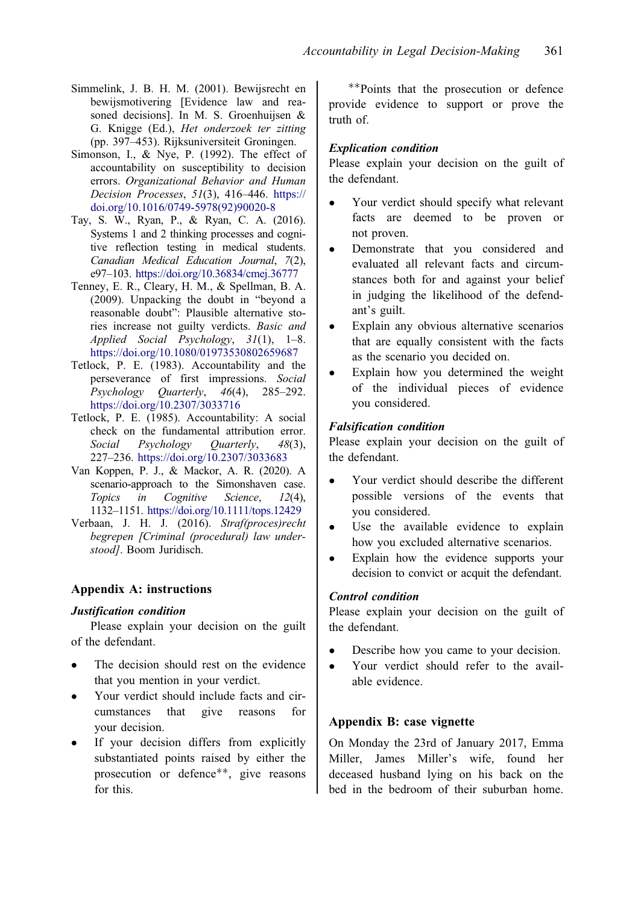Simmelink, J. B. H. M. (2001). Bewijsrecht en bewijsmotivering [Evidence law and reasoned decisions]. In M. S. Groenhuijsen & G. Knigge (Ed.), *Het onderzoek ter zitting* (pp. 397–453). Rijksuniversiteit Groningen.

Simonson, I., & Nye, P. (1992). The effect of accountability on susceptibility to decision errors. *Organizational Behavior and Human Decision Processes*, *51*(3), 416–446. https://doi.org/10.1016/0749-5978(92)90020-8

Tay, S. W., Ryan, P., & Ryan, C. A. (2016). Systems 1 and 2 thinking processes and cognitive reflection testing in medical students. *Canadian Medical Education Journal*, *7*(2), e97–103. https://doi.org/10.36834/cmej.36777

Tenney, E. R., Cleary, H. M., & Spellman, B. A. (2009). Unpacking the doubt in "beyond a reasonable doubt": Plausible alternative stories increase not guilty verdicts. *Basic and Applied Social Psychology*, *31*(1), 1–8. https://doi.org/10.1080/01973530802659687

Tetlock, P. E. (1983). Accountability and the perseverance of first impressions. *Social Psychology Quarterly*, *46*(4), 285–292. https://doi.org/10.2307/3033716

Tetlock, P. E. (1985). Accountability: A social check on the fundamental attribution error. *Social Psychology Quarterly*, *48*(3), 227–236. https://doi.org/10.2307/3033683

Van Koppen, P. J., & Mackor, A. R. (2020). A scenario-approach to the Simonshaven case. *Topics in Cognitive Science*, *12*(4), 1132–1151. https://doi.org/10.1111/tops.12429

Verbaan, J. H. J. (2016). *Straf(proces)recht begrepen [Criminal (procedural) law understood]*. Boom Juridisch.

## Appendix A: instructions

### *Justification condition*

Please explain your decision on the guilt of the defendant.

- The decision should rest on the evidence that you mention in your verdict.
- Your verdict should include facts and circumstances that give reasons for your decision.
- If your decision differs from explicitly substantiated points raised by either the prosecution or defence**, give reasons for this.

**Points that the prosecution or defence provide evidence to support or prove the truth of.

### *Explication condition*

Please explain your decision on the guilt of the defendant.

- Your verdict should specify what relevant facts are deemed to be proven or not proven.
- Demonstrate that you considered and evaluated all relevant facts and circumstances both for and against your belief in judging the likelihood of the defendant's guilt.
- Explain any obvious alternative scenarios that are equally consistent with the facts as the scenario you decided on.
- Explain how you determined the weight of the individual pieces of evidence you considered.

### *Falsification condition*

Please explain your decision on the guilt of the defendant.

- Your verdict should describe the different possible versions of the events that you considered.
- Use the available evidence to explain how you excluded alternative scenarios.
- Explain how the evidence supports your decision to convict or acquit the defendant.

### *Control condition*

Please explain your decision on the guilt of the defendant.

- Describe how you came to your decision.
- Your verdict should refer to the available evidence.

## Appendix B: case vignette

On Monday the 23rd of January 2017, Emma Miller, James Miller's wife, found her deceased husband lying on his back on the bed in the bedroom of their suburban home.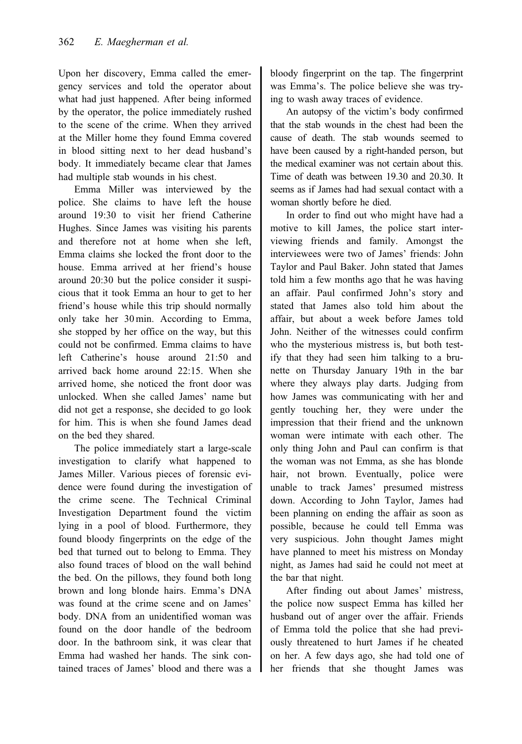Upon her discovery, Emma called the emergency services and told the operator about what had just happened. After being informed by the operator, the police immediately rushed to the scene of the crime. When they arrived at the Miller home they found Emma covered in blood sitting next to her dead husband's body. It immediately became clear that James had multiple stab wounds in his chest.

Emma Miller was interviewed by the police. She claims to have left the house around 19:30 to visit her friend Catherine Hughes. Since James was visiting his parents and therefore not at home when she left, Emma claims she locked the front door to the house. Emma arrived at her friend's house around 20:30 but the police consider it suspicious that it took Emma an hour to get to her friend's house while this trip should normally only take her 30 min. According to Emma, she stopped by her office on the way, but this could not be confirmed. Emma claims to have left Catherine's house around 21:50 and arrived back home around 22:15. When she arrived home, she noticed the front door was unlocked. When she called James' name but did not get a response, she decided to go look for him. This is when she found James dead on the bed they shared.

The police immediately start a large-scale investigation to clarify what happened to James Miller. Various pieces of forensic evidence were found during the investigation of the crime scene. The Technical Criminal Investigation Department found the victim lying in a pool of blood. Furthermore, they found bloody fingerprints on the edge of the bed that turned out to belong to Emma. They also found traces of blood on the wall behind the bed. On the pillows, they found both long brown and long blonde hairs. Emma's DNA was found at the crime scene and on James' body. DNA from an unidentified woman was found on the door handle of the bedroom door. In the bathroom sink, it was clear that Emma had washed her hands. The sink contained traces of James' blood and there was a bloody fingerprint on the tap. The fingerprint was Emma's. The police believe she was trying to wash away traces of evidence.

An autopsy of the victim's body confirmed that the stab wounds in the chest had been the cause of death. The stab wounds seemed to have been caused by a right-handed person, but the medical examiner was not certain about this. Time of death was between 19.30 and 20.30. It seems as if James had had sexual contact with a woman shortly before he died.

In order to find out who might have had a motive to kill James, the police start interviewing friends and family. Amongst the interviewees were two of James' friends: John Taylor and Paul Baker. John stated that James told him a few months ago that he was having an affair. Paul confirmed John's story and stated that James also told him about the affair, but about a week before James told John. Neither of the witnesses could confirm who the mysterious mistress is, but both testify that they had seen him talking to a brunette on Thursday January 19th in the bar where they always play darts. Judging from how James was communicating with her and gently touching her, they were under the impression that their friend and the unknown woman were intimate with each other. The only thing John and Paul can confirm is that the woman was not Emma, as she has blonde hair, not brown. Eventually, police were unable to track James' presumed mistress down. According to John Taylor, James had been planning on ending the affair as soon as possible, because he could tell Emma was very suspicious. John thought James might have planned to meet his mistress on Monday night, as James had said he could not meet at the bar that night.

After finding out about James' mistress, the police now suspect Emma has killed her husband out of anger over the affair. Friends of Emma told the police that she had previously threatened to hurt James if he cheated on her. A few days ago, she had told one of her friends that she thought James was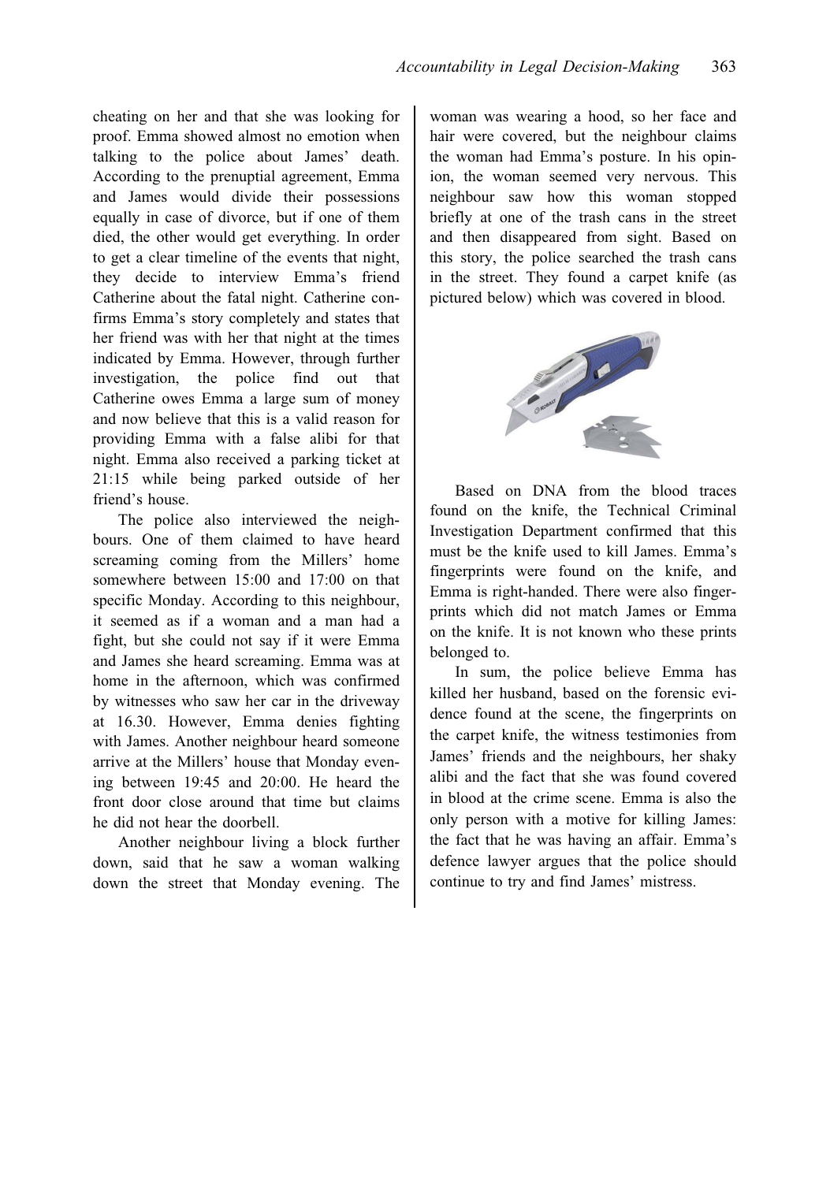cheating on her and that she was looking for proof. Emma showed almost no emotion when talking to the police about James' death. According to the prenuptial agreement, Emma and James would divide their possessions equally in case of divorce, but if one of them died, the other would get everything. In order to get a clear timeline of the events that night, they decide to interview Emma's friend Catherine about the fatal night. Catherine confirms Emma's story completely and states that her friend was with her that night at the times indicated by Emma. However, through further investigation, the police find out that Catherine owes Emma a large sum of money and now believe that this is a valid reason for providing Emma with a false alibi for that night. Emma also received a parking ticket at 21:15 while being parked outside of her friend's house.

The police also interviewed the neighbours. One of them claimed to have heard screaming coming from the Millers' home somewhere between 15:00 and 17:00 on that specific Monday. According to this neighbour, it seemed as if a woman and a man had a fight, but she could not say if it were Emma and James she heard screaming. Emma was at home in the afternoon, which was confirmed by witnesses who saw her car in the driveway at 16.30. However, Emma denies fighting with James. Another neighbour heard someone arrive at the Millers' house that Monday evening between 19:45 and 20:00. He heard the front door close around that time but claims he did not hear the doorbell.

Another neighbour living a block further down, said that he saw a woman walking down the street that Monday evening. The woman was wearing a hood, so her face and hair were covered, but the neighbour claims the woman had Emma's posture. In his opinion, the woman seemed very nervous. This neighbour saw how this woman stopped briefly at one of the trash cans in the street and then disappeared from sight. Based on this story, the police searched the trash cans in the street. They found a carpet knife (as pictured below) which was covered in blood.

Based on DNA from the blood traces found on the knife, the Technical Criminal Investigation Department confirmed that this must be the knife used to kill James. Emma's fingerprints were found on the knife, and Emma is right-handed. There were also fingerprints which did not match James or Emma on the knife. It is not known who these prints belonged to.

In sum, the police believe Emma has killed her husband, based on the forensic evidence found at the scene, the fingerprints on the carpet knife, the witness testimonies from James' friends and the neighbours, her shaky alibi and the fact that she was found covered in blood at the crime scene. Emma is also the only person with a motive for killing James: the fact that he was having an affair. Emma's defence lawyer argues that the police should continue to try and find James' mistress.